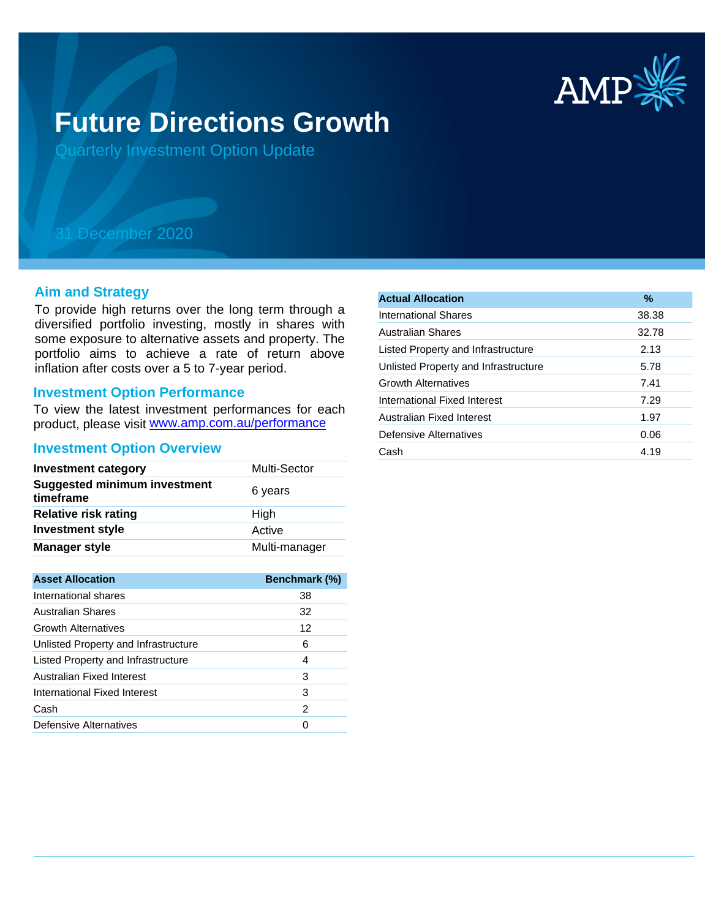# Future Directions Growth

Quarterly Investment Option Update

31 December 2020

## Aim and Strategy

To provide high returns over the long term through a diversified portfolio investing, mostly in shares with some exposure to alternative assets and property. The portfolio aims to achieve a rate of return above inflation after costs over a 5 to 7-year period.

## Investment Option Performance

To view the latest investment performances for each product, please visit www.amp.com.au/performance

## Investment Option Overview

| | |
|---|---|
| **Investment category** | Multi-Sector |
| **Suggested minimum investment timeframe** | 6 years |
| **Relative risk rating** | High |
| **Investment style** | Active |
| **Manager style** | Multi-manager |

| Asset Allocation | Benchmark (%) |
|---|---|
| International shares | 38 |
| Australian Shares | 32 |
| Growth Alternatives | 12 |
| Unlisted Property and Infrastructure | 6 |
| Listed Property and Infrastructure | 4 |
| Australian Fixed Interest | 3 |
| International Fixed Interest | 3 |
| Cash | 2 |
| Defensive Alternatives | 0 |

| Actual Allocation | % |
|---|---|
| International Shares | 38.38 |
| Australian Shares | 32.78 |
| Listed Property and Infrastructure | 2.13 |
| Unlisted Property and Infrastructure | 5.78 |
| Growth Alternatives | 7.41 |
| International Fixed Interest | 7.29 |
| Australian Fixed Interest | 1.97 |
| Defensive Alternatives | 0.06 |
| Cash | 4.19 |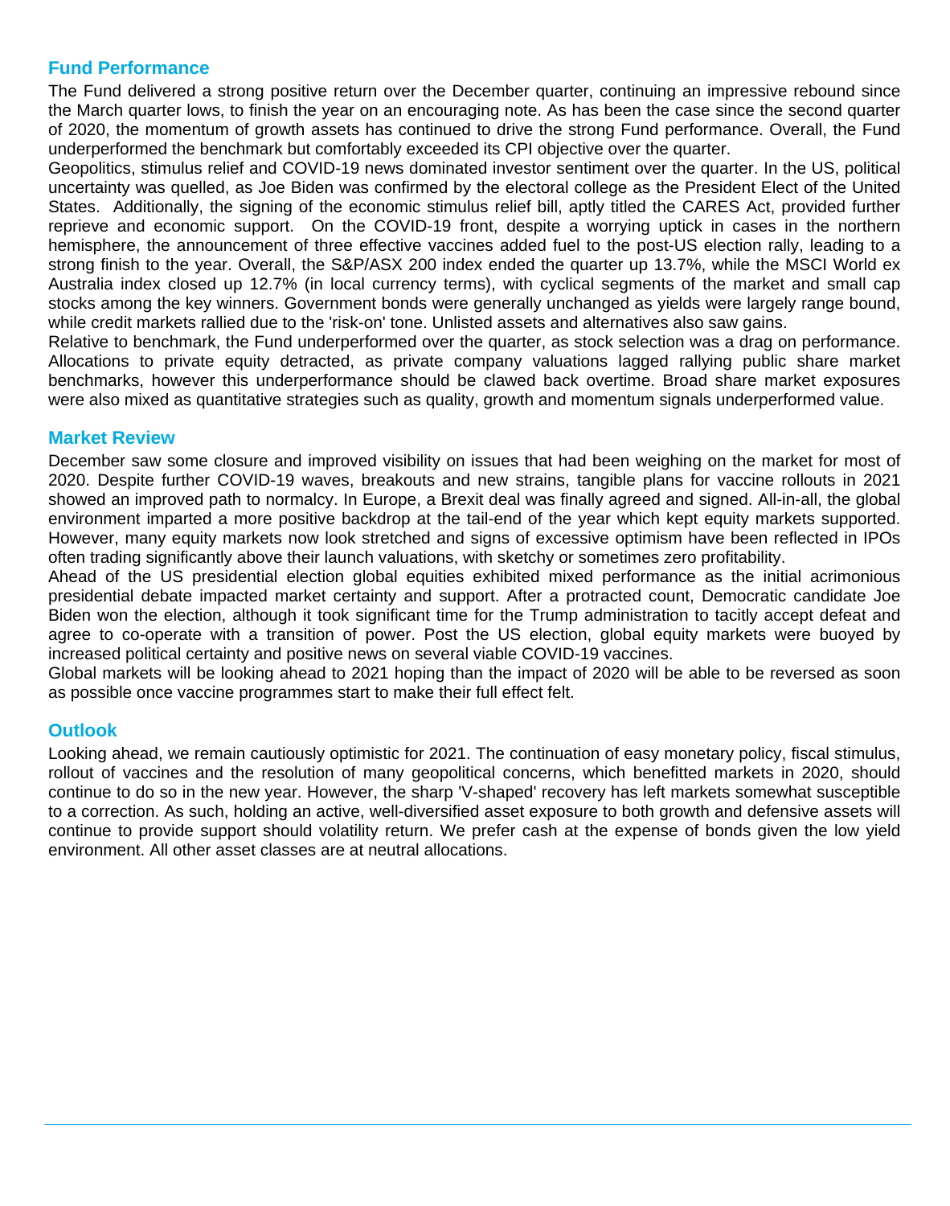## Fund Performance

The Fund delivered a strong positive return over the December quarter, continuing an impressive rebound since the March quarter lows, to finish the year on an encouraging note. As has been the case since the second quarter of 2020, the momentum of growth assets has continued to drive the strong Fund performance. Overall, the Fund underperformed the benchmark but comfortably exceeded its CPI objective over the quarter.

Geopolitics, stimulus relief and COVID-19 news dominated investor sentiment over the quarter. In the US, political uncertainty was quelled, as Joe Biden was confirmed by the electoral college as the President Elect of the United States. Additionally, the signing of the economic stimulus relief bill, aptly titled the CARES Act, provided further reprieve and economic support. On the COVID-19 front, despite a worrying uptick in cases in the northern hemisphere, the announcement of three effective vaccines added fuel to the post-US election rally, leading to a strong finish to the year. Overall, the S&P/ASX 200 index ended the quarter up 13.7%, while the MSCI World ex Australia index closed up 12.7% (in local currency terms), with cyclical segments of the market and small cap stocks among the key winners. Government bonds were generally unchanged as yields were largely range bound, while credit markets rallied due to the 'risk-on' tone. Unlisted assets and alternatives also saw gains.

Relative to benchmark, the Fund underperformed over the quarter, as stock selection was a drag on performance. Allocations to private equity detracted, as private company valuations lagged rallying public share market benchmarks, however this underperformance should be clawed back overtime. Broad share market exposures were also mixed as quantitative strategies such as quality, growth and momentum signals underperformed value.

## Market Review

December saw some closure and improved visibility on issues that had been weighing on the market for most of 2020. Despite further COVID-19 waves, breakouts and new strains, tangible plans for vaccine rollouts in 2021 showed an improved path to normalcy. In Europe, a Brexit deal was finally agreed and signed. All-in-all, the global environment imparted a more positive backdrop at the tail-end of the year which kept equity markets supported. However, many equity markets now look stretched and signs of excessive optimism have been reflected in IPOs often trading significantly above their launch valuations, with sketchy or sometimes zero profitability.

Ahead of the US presidential election global equities exhibited mixed performance as the initial acrimonious presidential debate impacted market certainty and support. After a protracted count, Democratic candidate Joe Biden won the election, although it took significant time for the Trump administration to tacitly accept defeat and agree to co-operate with a transition of power. Post the US election, global equity markets were buoyed by increased political certainty and positive news on several viable COVID-19 vaccines.

Global markets will be looking ahead to 2021 hoping than the impact of 2020 will be able to be reversed as soon as possible once vaccine programmes start to make their full effect felt.

## Outlook

Looking ahead, we remain cautiously optimistic for 2021. The continuation of easy monetary policy, fiscal stimulus, rollout of vaccines and the resolution of many geopolitical concerns, which benefitted markets in 2020, should continue to do so in the new year. However, the sharp 'V-shaped' recovery has left markets somewhat susceptible to a correction. As such, holding an active, well-diversified asset exposure to both growth and defensive assets will continue to provide support should volatility return. We prefer cash at the expense of bonds given the low yield environment. All other asset classes are at neutral allocations.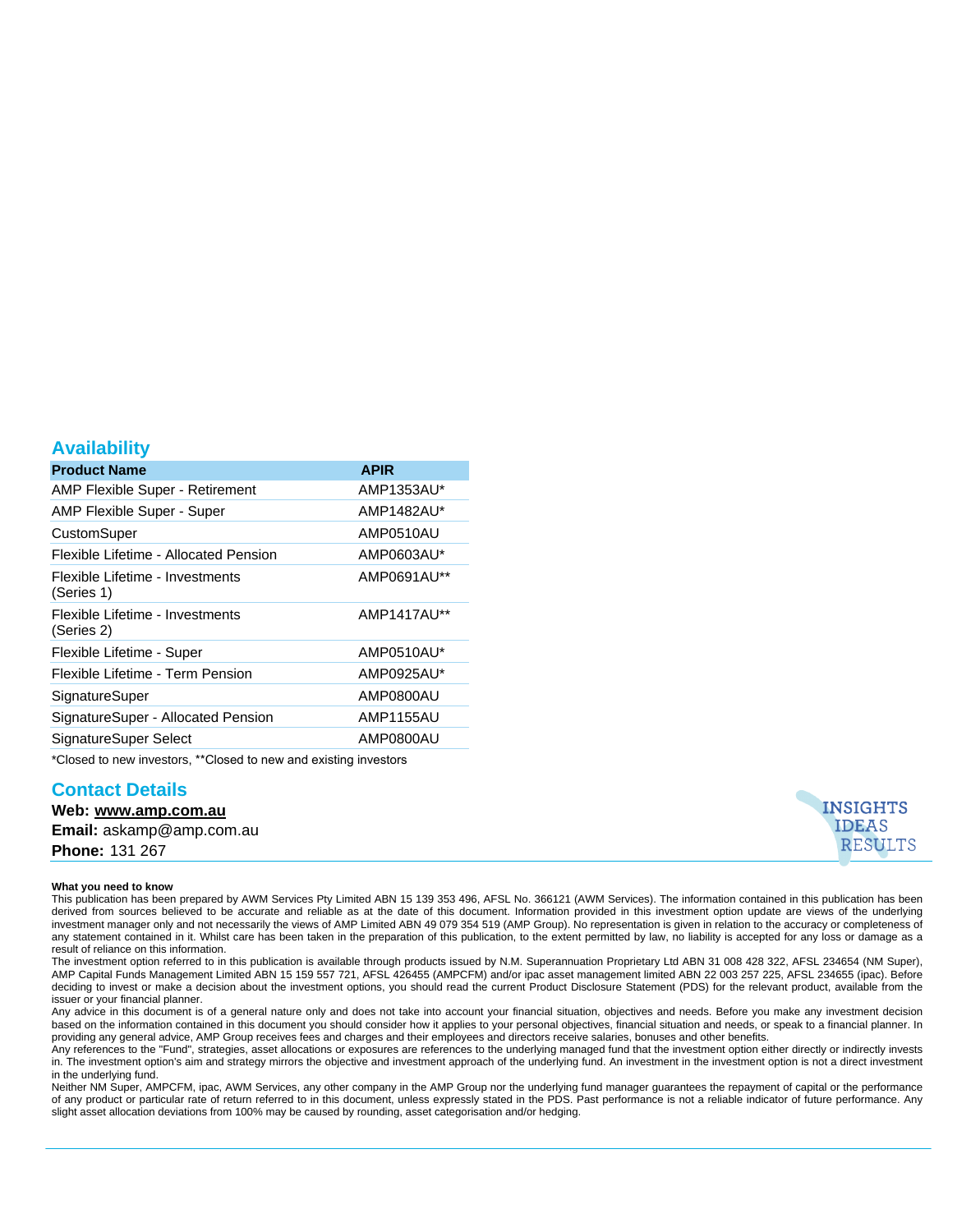## Availability

| Product Name | APIR |
| --- | --- |
| AMP Flexible Super - Retirement | AMP1353AU* |
| AMP Flexible Super - Super | AMP1482AU* |
| CustomSuper | AMP0510AU |
| Flexible Lifetime - Allocated Pension | AMP0603AU* |
| Flexible Lifetime - Investments (Series 1) | AMP0691AU** |
| Flexible Lifetime - Investments (Series 2) | AMP1417AU** |
| Flexible Lifetime - Super | AMP0510AU* |
| Flexible Lifetime - Term Pension | AMP0925AU* |
| SignatureSuper | AMP0800AU |
| SignatureSuper - Allocated Pension | AMP1155AU |
| SignatureSuper Select | AMP0800AU |

*Closed to new investors, **Closed to new and existing investors

## Contact Details

**Web:** **www.amp.com.au**
**Email:** askamp@amp.com.au
**Phone:** 131 267

INSIGHTS
IDEAS
RESULTS

**What you need to know**

This publication has been prepared by AWM Services Pty Limited ABN 15 139 353 496, AFSL No. 366121 (AWM Services). The information contained in this publication has been derived from sources believed to be accurate and reliable as at the date of this document. Information provided in this investment option update are views of the underlying investment manager only and not necessarily the views of AMP Limited ABN 49 079 354 519 (AMP Group). No representation is given in relation to the accuracy or completeness of any statement contained in it. Whilst care has been taken in the preparation of this publication, to the extent permitted by law, no liability is accepted for any loss or damage as a result of reliance on this information.

The investment option referred to in this publication is available through products issued by N.M. Superannuation Proprietary Ltd ABN 31 008 428 322, AFSL 234654 (NM Super), AMP Capital Funds Management Limited ABN 15 159 557 721, AFSL 426455 (AMPCFM) and/or ipac asset management limited ABN 22 003 257 225, AFSL 234655 (ipac). Before deciding to invest or make a decision about the investment options, you should read the current Product Disclosure Statement (PDS) for the relevant product, available from the issuer or your financial planner.

Any advice in this document is of a general nature only and does not take into account your financial situation, objectives and needs. Before you make any investment decision based on the information contained in this document you should consider how it applies to your personal objectives, financial situation and needs, or speak to a financial planner. In providing any general advice, AMP Group receives fees and charges and their employees and directors receive salaries, bonuses and other benefits.

Any references to the "Fund", strategies, asset allocations or exposures are references to the underlying managed fund that the investment option either directly or indirectly invests in. The investment option's aim and strategy mirrors the objective and investment approach of the underlying fund. An investment in the investment option is not a direct investment in the underlying fund.

Neither NM Super, AMPCFM, ipac, AWM Services, any other company in the AMP Group nor the underlying fund manager guarantees the repayment of capital or the performance of any product or particular rate of return referred to in this document, unless expressly stated in the PDS. Past performance is not a reliable indicator of future performance. Any slight asset allocation deviations from 100% may be caused by rounding, asset categorisation and/or hedging.